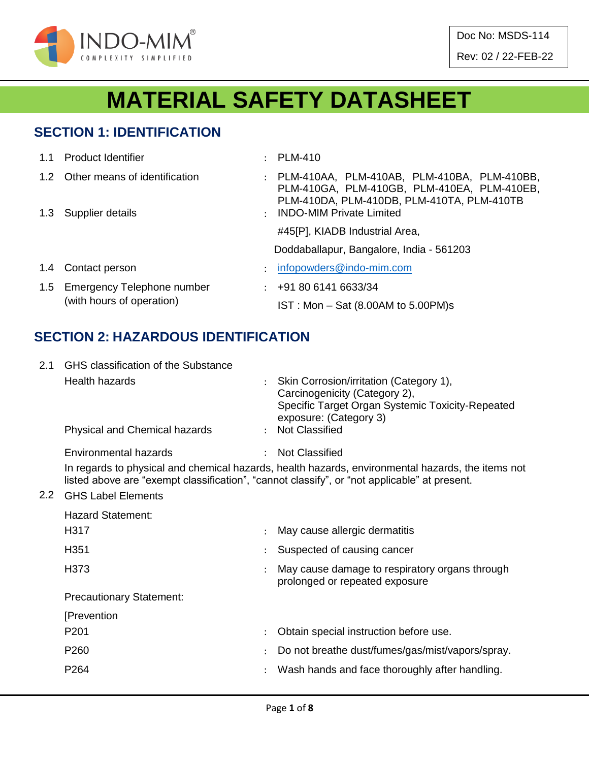INDO-MIM®
COMPLEXITY SIMPLIFIED

| Doc No: MSDS-114 |
|---|
| Rev: 02 / 22-FEB-22 |

# MATERIAL SAFETY DATASHEET

## SECTION 1: IDENTIFICATION

| | | | |
|---|---|---|---|
| 1.1 | Product Identifier | : | PLM-410 |
| 1.2 | Other means of identification | : | PLM-410AA, PLM-410AB, PLM-410BA, PLM-410BB, PLM-410GA, PLM-410GB, PLM-410EA, PLM-410EB, PLM-410DA, PLM-410DB, PLM-410TA, PLM-410TB |
| 1.3 | Supplier details | : | INDO-MIM Private Limited<br>#45[P], KIADB Industrial Area,<br>Doddaballapur, Bangalore, India - 561203 |
| 1.4 | Contact person | : | infopowders@indo-mim.com |
| 1.5 | Emergency Telephone number (with hours of operation) | : | +91 80 6141 6633/34<br>IST : Mon – Sat (8.00AM to 5.00PM)s |

## SECTION 2: HAZARDOUS IDENTIFICATION

2.1 GHS classification of the Substance

| | | |
|---|---|---|
| Health hazards | : | Skin Corrosion/irritation (Category 1), Carcinogenicity (Category 2), Specific Target Organ Systemic Toxicity-Repeated exposure: (Category 3) |
| Physical and Chemical hazards | : | Not Classified |
| Environmental hazards | : | Not Classified |

In regards to physical and chemical hazards, health hazards, environmental hazards, the items not listed above are "exempt classification", "cannot classify", or "not applicable" at present.

2.2 GHS Label Elements

Hazard Statement:

| | | |
|---|---|---|
| H317 | : | May cause allergic dermatitis |
| H351 | : | Suspected of causing cancer |
| H373 | : | May cause damage to respiratory organs through prolonged or repeated exposure |

Precautionary Statement:

[Prevention

| | | |
|---|---|---|
| P201 | : | Obtain special instruction before use. |
| P260 | : | Do not breathe dust/fumes/gas/mist/vapors/spray. |
| P264 | : | Wash hands and face thoroughly after handling. |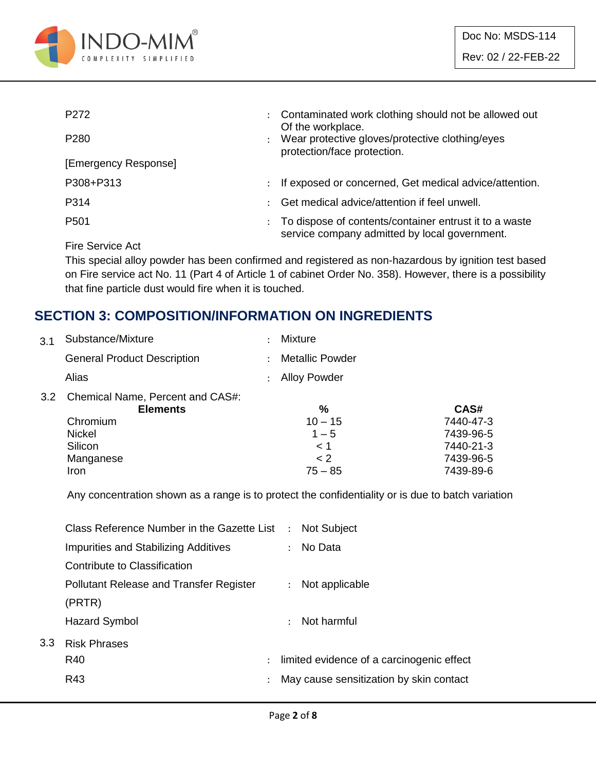| | | |
|---|---|---|
| P272 | : | Contaminated work clothing should not be allowed out Of the workplace. |
| P280 | : | Wear protective gloves/protective clothing/eyes protection/face protection. |
| [Emergency Response] | | |
| P308+P313 | : | If exposed or concerned, Get medical advice/attention. |
| P314 | : | Get medical advice/attention if feel unwell. |
| P501 | : | To dispose of contents/container entrust it to a waste service company admitted by local government. |

Fire Service Act

This special alloy powder has been confirmed and registered as non-hazardous by ignition test based on Fire service act No. 11 (Part 4 of Article 1 of cabinet Order No. 358). However, there is a possibility that fine particle dust would fire when it is touched.

## SECTION 3: COMPOSITION/INFORMATION ON INGREDIENTS

3.1 Substance/Mixture : Mixture

General Product Description : Metallic Powder

Alias : Alloy Powder

3.2 Chemical Name, Percent and CAS#:

| Elements | % | CAS# |
|---|---|---|
| Chromium | 10 – 15 | 7440-47-3 |
| Nickel | 1 – 5 | 7439-96-5 |
| Silicon | < 1 | 7440-21-3 |
| Manganese | < 2 | 7439-96-5 |
| Iron | 75 – 85 | 7439-89-6 |

Any concentration shown as a range is to protect the confidentiality or is due to batch variation

| | | |
|---|---|---|
| Class Reference Number in the Gazette List | : | Not Subject |
| Impurities and Stabilizing Additives Contribute to Classification | : | No Data |
| Pollutant Release and Transfer Register (PRTR) | : | Not applicable |
| Hazard Symbol | : | Not harmful |

3.3 Risk Phrases

| | | |
|---|---|---|
| R40 | : | limited evidence of a carcinogenic effect |
| R43 | : | May cause sensitization by skin contact |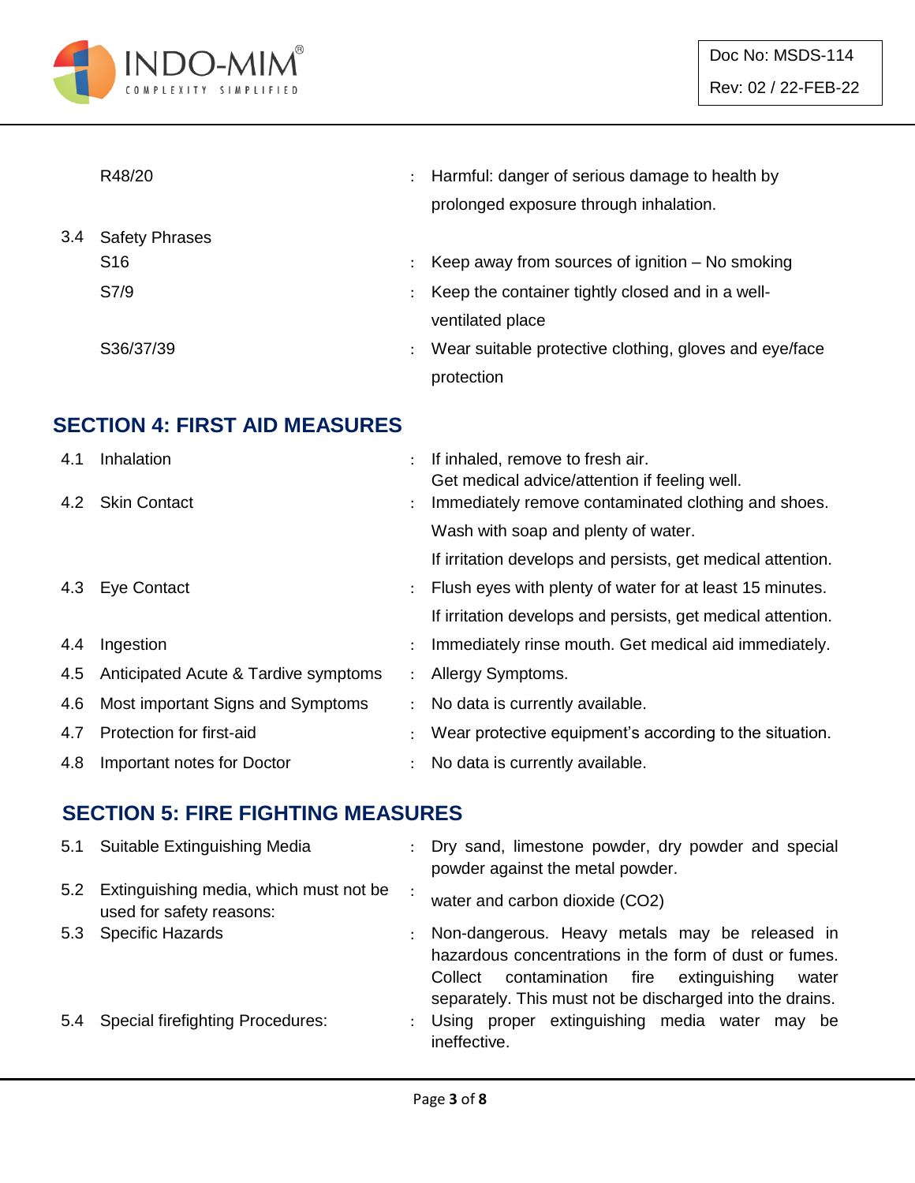| | | |
|---|---|---|
| | R48/20 | : Harmful: danger of serious damage to health by prolonged exposure through inhalation. |
| 3.4 | Safety Phrases | |
| | S16 | : Keep away from sources of ignition – No smoking |
| | S7/9 | : Keep the container tightly closed and in a well-ventilated place |
| | S36/37/39 | : Wear suitable protective clothing, gloves and eye/face protection |

## SECTION 4: FIRST AID MEASURES

| | | |
|---|---|---|
| 4.1 | Inhalation | : If inhaled, remove to fresh air. Get medical advice/attention if feeling well. |
| 4.2 | Skin Contact | : Immediately remove contaminated clothing and shoes. Wash with soap and plenty of water. If irritation develops and persists, get medical attention. |
| 4.3 | Eye Contact | : Flush eyes with plenty of water for at least 15 minutes. If irritation develops and persists, get medical attention. |
| 4.4 | Ingestion | : Immediately rinse mouth. Get medical aid immediately. |
| 4.5 | Anticipated Acute & Tardive symptoms | : Allergy Symptoms. |
| 4.6 | Most important Signs and Symptoms | : No data is currently available. |
| 4.7 | Protection for first-aid | : Wear protective equipment's according to the situation. |
| 4.8 | Important notes for Doctor | : No data is currently available. |

## SECTION 5: FIRE FIGHTING MEASURES

| | | |
|---|---|---|
| 5.1 | Suitable Extinguishing Media | : Dry sand, limestone powder, dry powder and special powder against the metal powder. |
| 5.2 | Extinguishing media, which must not be used for safety reasons: | : water and carbon dioxide ($CO_2$) |
| 5.3 | Specific Hazards | : Non-dangerous. Heavy metals may be released in hazardous concentrations in the form of dust or fumes. Collect contamination fire extinguishing water separately. This must not be discharged into the drains. |
| 5.4 | Special firefighting Procedures: | : Using proper extinguishing media water may be ineffective. |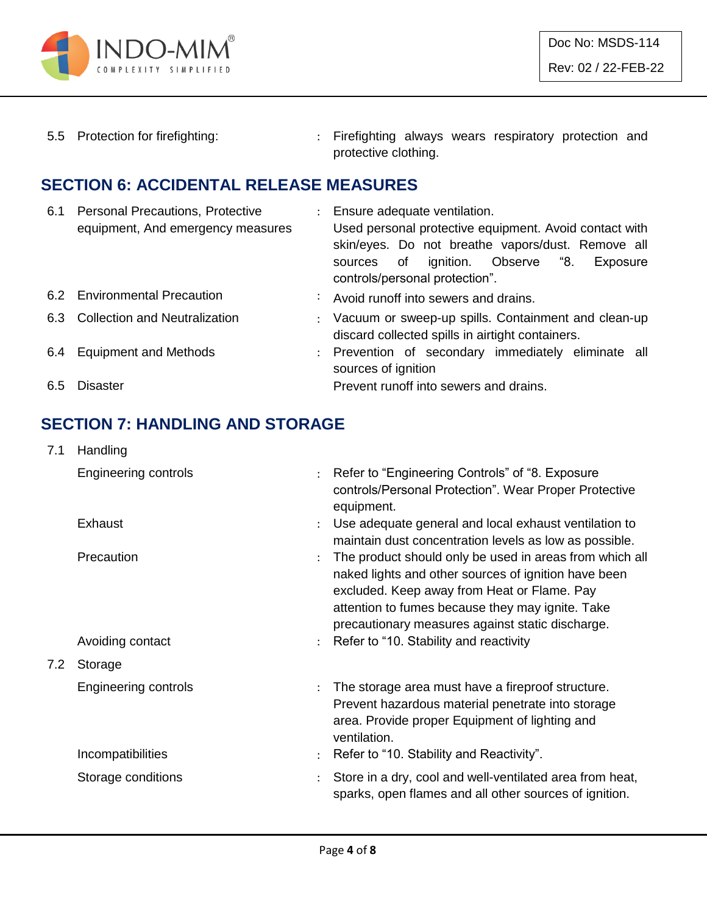| | | | |
|---|---|---|---|
| 5.5 | Protection for firefighting: | : | Firefighting always wears respiratory protection and protective clothing. |

## SECTION 6: ACCIDENTAL RELEASE MEASURES

| | | | |
|---|---|---|---|
| 6.1 | Personal Precautions, Protective equipment, And emergency measures | : | Ensure adequate ventilation. Used personal protective equipment. Avoid contact with skin/eyes. Do not breathe vapors/dust. Remove all sources of ignition. Observe "8. Exposure controls/personal protection". |
| 6.2 | Environmental Precaution | : | Avoid runoff into sewers and drains. |
| 6.3 | Collection and Neutralization | : | Vacuum or sweep-up spills. Containment and clean-up discard collected spills in airtight containers. |
| 6.4 | Equipment and Methods | : | Prevention of secondary immediately eliminate all sources of ignition |
| 6.5 | Disaster | | Prevent runoff into sewers and drains. |

## SECTION 7: HANDLING AND STORAGE

| | | | |
|---|---|---|---|
| 7.1 | Handling | | |
| | Engineering controls | : | Refer to "Engineering Controls" of "8. Exposure controls/Personal Protection". Wear Proper Protective equipment. |
| | Exhaust | : | Use adequate general and local exhaust ventilation to maintain dust concentration levels as low as possible. |
| | Precaution | : | The product should only be used in areas from which all naked lights and other sources of ignition have been excluded. Keep away from Heat or Flame. Pay attention to fumes because they may ignite. Take precautionary measures against static discharge. |
| | Avoiding contact | : | Refer to "10. Stability and reactivity |
| 7.2 | Storage | | |
| | Engineering controls | : | The storage area must have a fireproof structure. Prevent hazardous material penetrate into storage area. Provide proper Equipment of lighting and ventilation. |
| | Incompatibilities | : | Refer to "10. Stability and Reactivity". |
| | Storage conditions | : | Store in a dry, cool and well-ventilated area from heat, sparks, open flames and all other sources of ignition. |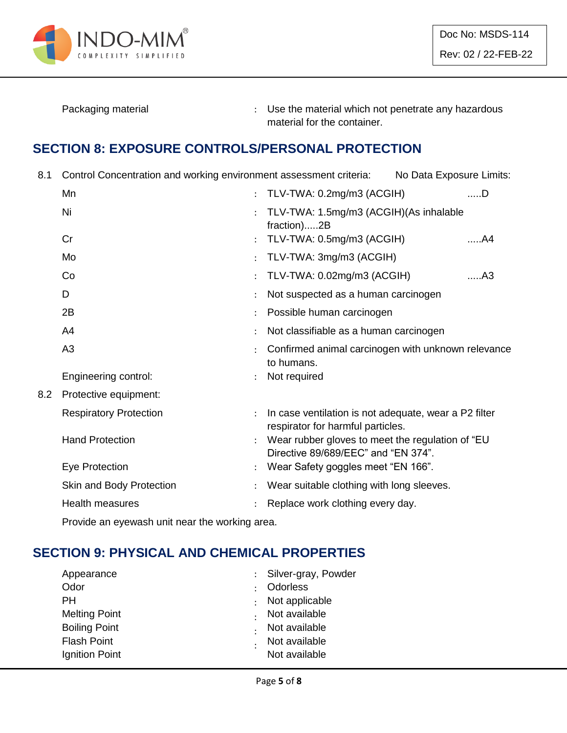| | | |
|---|---|---|
| Packaging material | : | Use the material which not penetrate any hazardous material for the container. |

## SECTION 8: EXPOSURE CONTROLS/PERSONAL PROTECTION

8.1 Control Concentration and working environment assessment criteria: No Data Exposure Limits:

| | | |
|---|---|---|
| Mn | : | TLV-TWA: 0.2mg/m3 (ACGIH) .....D |
| Ni | : | TLV-TWA: 1.5mg/m3 (ACGIH)(As inhalable fraction).....2B |
| Cr | : | TLV-TWA: 0.5mg/m3 (ACGIH) .....A4 |
| Mo | : | TLV-TWA: 3mg/m3 (ACGIH) |
| Co | : | TLV-TWA: 0.02mg/m3 (ACGIH) .....A3 |
| D | : | Not suspected as a human carcinogen |
| 2B | : | Possible human carcinogen |
| A4 | : | Not classifiable as a human carcinogen |
| A3 | : | Confirmed animal carcinogen with unknown relevance to humans. |
| Engineering control: | : | Not required |

8.2 Protective equipment:

| | | |
|---|---|---|
| Respiratory Protection | : | In case ventilation is not adequate, wear a P2 filter respirator for harmful particles. |
| Hand Protection | : | Wear rubber gloves to meet the regulation of "EU Directive 89/689/EEC" and "EN 374". |
| Eye Protection | : | Wear Safety goggles meet "EN 166". |
| Skin and Body Protection | : | Wear suitable clothing with long sleeves. |
| Health measures | : | Replace work clothing every day. |

Provide an eyewash unit near the working area.

## SECTION 9: PHYSICAL AND CHEMICAL PROPERTIES

| | | |
|---|---|---|
| Appearance | : | Silver-gray, Powder |
| Odor | : | Odorless |
| PH | : | Not applicable |
| Melting Point | : | Not available |
| Boiling Point | : | Not available |
| Flash Point | : | Not available |
| Ignition Point | : | Not available |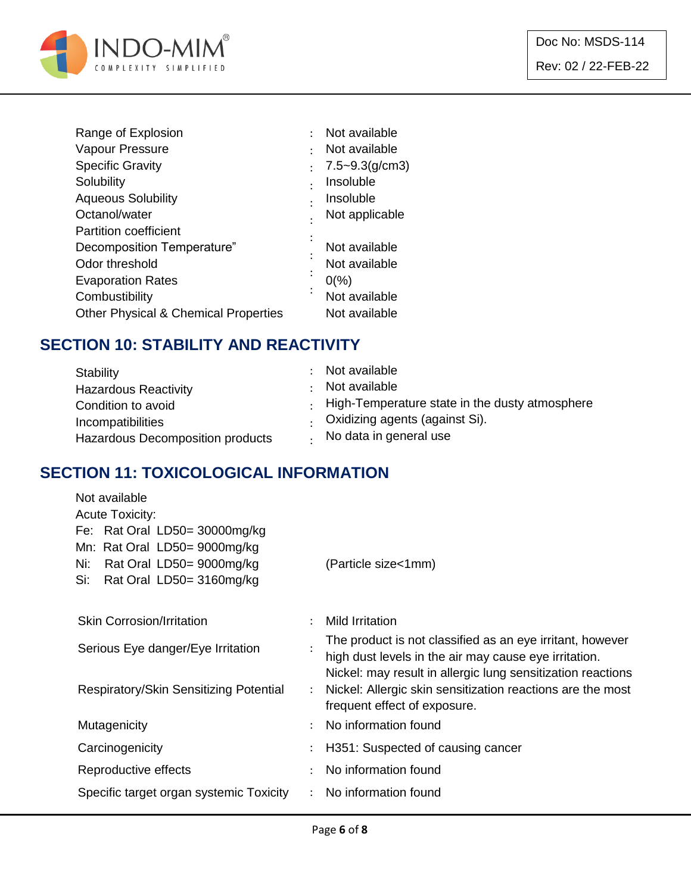| | | |
|---|---|---|
| Range of Explosion | : | Not available |
| Vapour Pressure | : | Not available |
| Specific Gravity | : | 7.5~9.3(g/cm3) |
| Solubility | : | Insoluble |
| Aqueous Solubility | : | Insoluble |
| Octanol/water Partition coefficient | : | Not applicable |
| Decomposition Temperature” | : | Not available |
| Odor threshold | : | Not available |
| Evaporation Rates | : | 0(%) |
| Combustibility | : | Not available |
| Other Physical & Chemical Properties | | Not available |

## SECTION 10: STABILITY AND REACTIVITY

| | | |
|---|---|---|
| Stability | : | Not available |
| Hazardous Reactivity | : | Not available |
| Condition to avoid | : | High-Temperature state in the dusty atmosphere |
| Incompatibilities | : | Oxidizing agents (against Si). |
| Hazardous Decomposition products | : | No data in general use |

## SECTION 11: TOXICOLOGICAL INFORMATION

Not available

Acute Toxicity:

Fe: Rat Oral LD50= 30000mg/kg

Mn: Rat Oral LD50= 9000mg/kg

Ni: Rat Oral LD50= 9000mg/kg (Particle size<1mm)

Si: Rat Oral LD50= 3160mg/kg

| | | |
|---|---|---|
| Skin Corrosion/Irritation | : | Mild Irritation |
| Serious Eye danger/Eye Irritation | : | The product is not classified as an eye irritant, however high dust levels in the air may cause eye irritation. |
| Respiratory/Skin Sensitizing Potential | : | Nickel: may result in allergic lung sensitization reactions<br>Nickel: Allergic skin sensitization reactions are the most frequent effect of exposure. |
| Mutagenicity | : | No information found |
| Carcinogenicity | : | H351: Suspected of causing cancer |
| Reproductive effects | : | No information found |
| Specific target organ systemic Toxicity | : | No information found |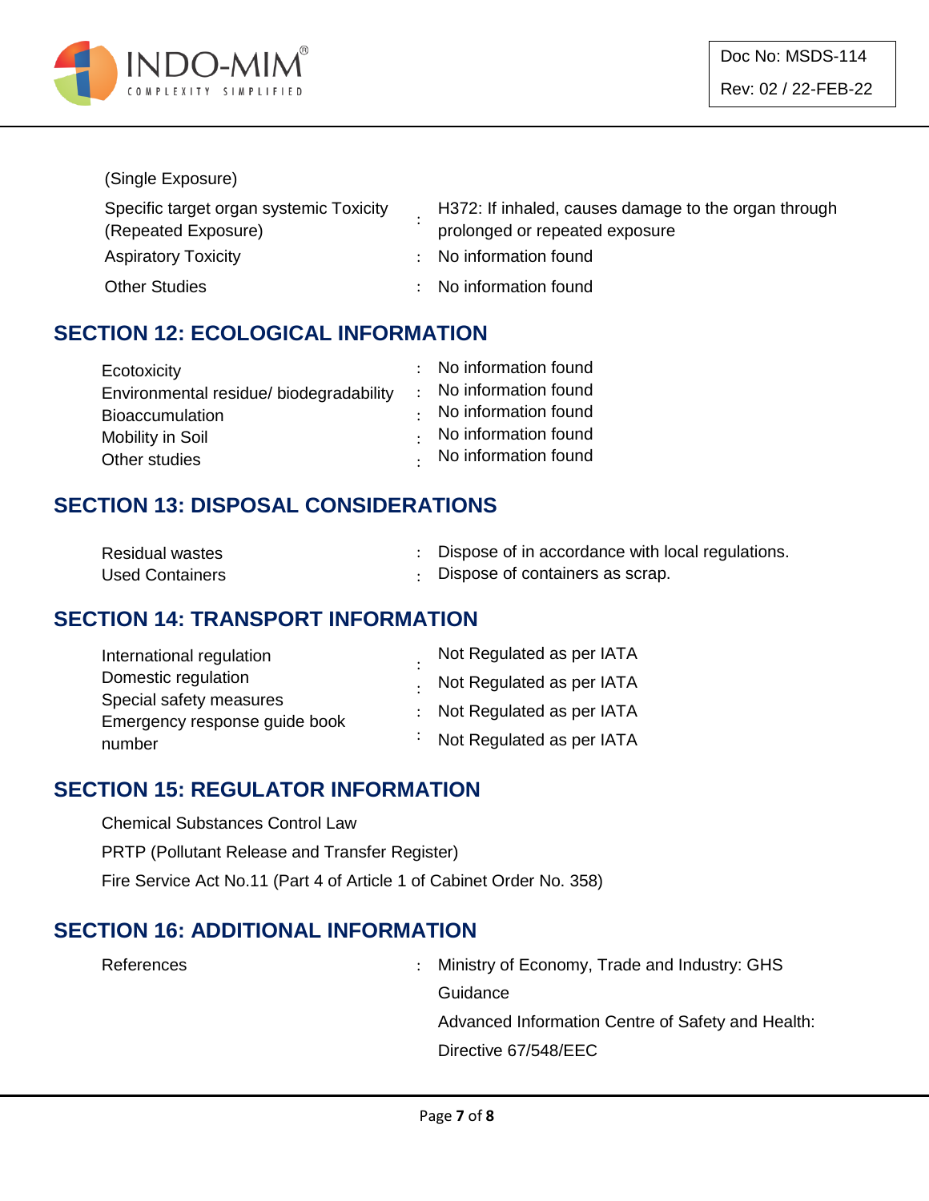(Single Exposure)

| | | |
|---|---|---|
| Specific target organ systemic Toxicity (Repeated Exposure) | : | H372: If inhaled, causes damage to the organ through prolonged or repeated exposure |
| Aspiratory Toxicity | : | No information found |
| Other Studies | : | No information found |

## SECTION 12: ECOLOGICAL INFORMATION

| | | |
|---|---|---|
| Ecotoxicity | : | No information found |
| Environmental residue/ biodegradability | : | No information found |
| Bioaccumulation | : | No information found |
| Mobility in Soil | : | No information found |
| Other studies | : | No information found |

## SECTION 13: DISPOSAL CONSIDERATIONS

| | | |
|---|---|---|
| Residual wastes | : | Dispose of in accordance with local regulations. |
| Used Containers | : | Dispose of containers as scrap. |

## SECTION 14: TRANSPORT INFORMATION

| | | |
|---|---|---|
| International regulation | : | Not Regulated as per IATA |
| Domestic regulation | : | Not Regulated as per IATA |
| Special safety measures | : | Not Regulated as per IATA |
| Emergency response guide book number | : | Not Regulated as per IATA |

## SECTION 15: REGULATOR INFORMATION

Chemical Substances Control Law

PRTP (Pollutant Release and Transfer Register)

Fire Service Act No.11 (Part 4 of Article 1 of Cabinet Order No. 358)

## SECTION 16: ADDITIONAL INFORMATION

| | | |
|---|---|---|
| References | : | Ministry of Economy, Trade and Industry: GHS Guidance<br>Advanced Information Centre of Safety and Health:<br>Directive 67/548/EEC |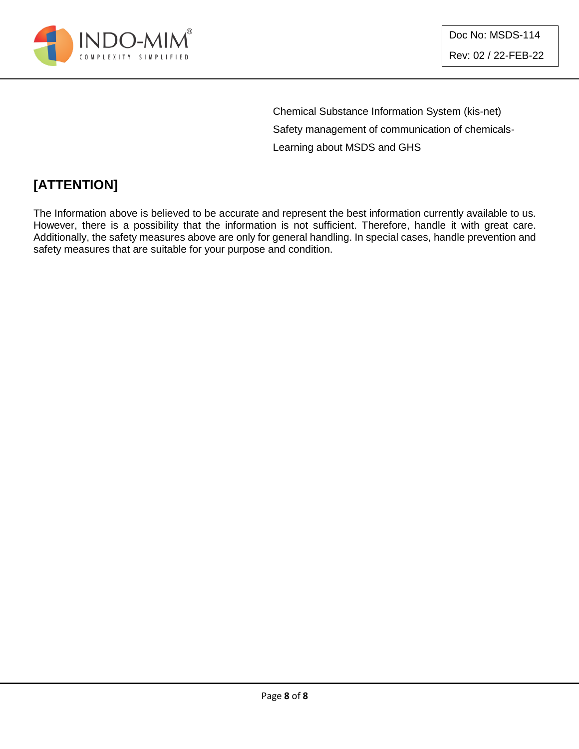Chemical Substance Information System (kis-net)

Safety management of communication of chemicals-

Learning about MSDS and GHS

## [ATTENTION]

The Information above is believed to be accurate and represent the best information currently available to us. However, there is a possibility that the information is not sufficient. Therefore, handle it with great care. Additionally, the safety measures above are only for general handling. In special cases, handle prevention and safety measures that are suitable for your purpose and condition.